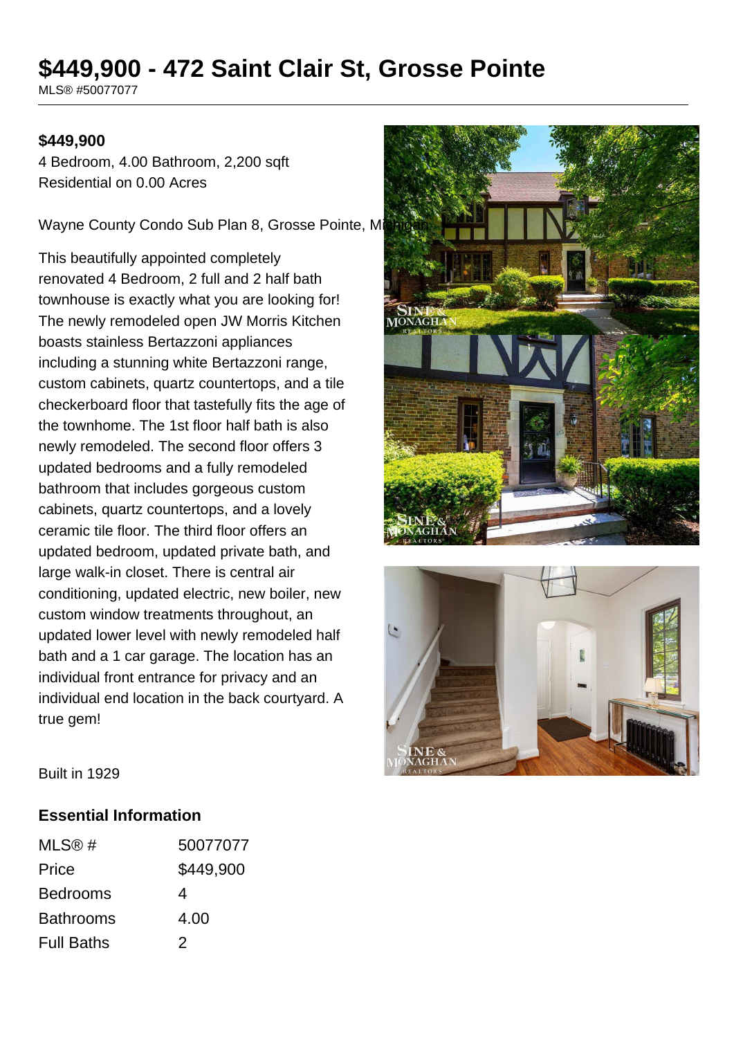# $449,900 - 472 Saint Clair St, Grosse Pointe

MLS® #50077077

**$449,900**

4 Bedroom, 4.00 Bathroom, 2,200 sqft
Residential on 0.00 Acres

Wayne County Condo Sub Plan 8, Grosse Pointe, Michigan

This beautifully appointed completely renovated 4 Bedroom, 2 full and 2 half bath townhouse is exactly what you are looking for! The newly remodeled open JW Morris Kitchen boasts stainless Bertazzoni appliances including a stunning white Bertazzoni range, custom cabinets, quartz countertops, and a tile checkerboard floor that tastefully fits the age of the townhome. The 1st floor half bath is also newly remodeled. The second floor offers 3 updated bedrooms and a fully remodeled bathroom that includes gorgeous custom cabinets, quartz countertops, and a lovely ceramic tile floor. The third floor offers an updated bedroom, updated private bath, and large walk-in closet. There is central air conditioning, updated electric, new boiler, new custom window treatments throughout, an updated lower level with newly remodeled half bath and a 1 car garage. The location has an individual front entrance for privacy and an individual end location in the back courtyard. A true gem!

Built in 1929

## Essential Information

| | |
|---|---|
| MLS® # | 50077077 |
| Price | $449,900 |
| Bedrooms | 4 |
| Bathrooms | 4.00 |
| Full Baths | 2 |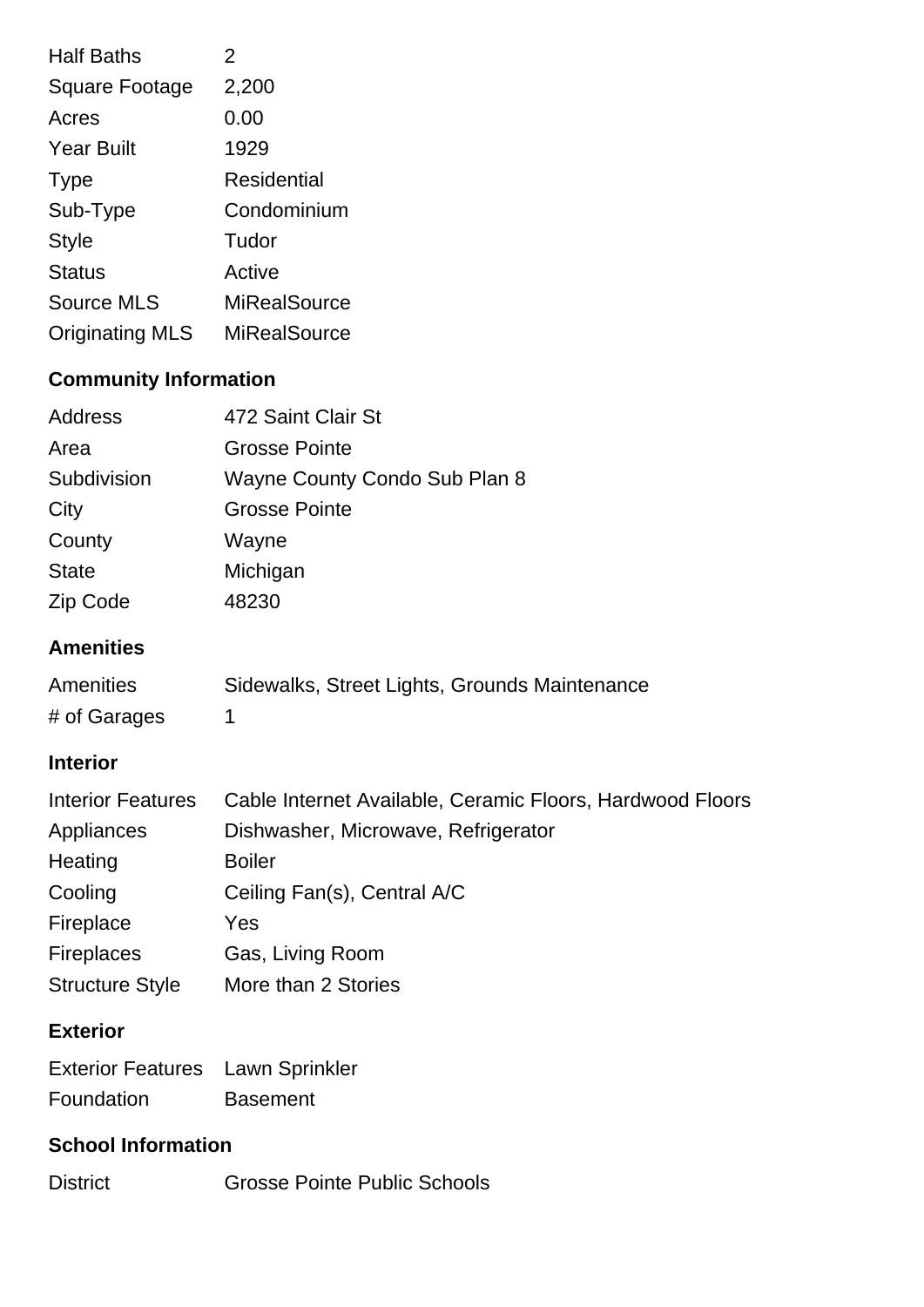| | |
|---|---|
| Half Baths | 2 |
| Square Footage | 2,200 |
| Acres | 0.00 |
| Year Built | 1929 |
| Type | Residential |
| Sub-Type | Condominium |
| Style | Tudor |
| Status | Active |
| Source MLS | MiRealSource |
| Originating MLS | MiRealSource |

## Community Information

| | |
|---|---|
| Address | 472 Saint Clair St |
| Area | Grosse Pointe |
| Subdivision | Wayne County Condo Sub Plan 8 |
| City | Grosse Pointe |
| County | Wayne |
| State | Michigan |
| Zip Code | 48230 |

## Amenities

| | |
|---|---|
| Amenities | Sidewalks, Street Lights, Grounds Maintenance |
| # of Garages | 1 |

## Interior

| | |
|---|---|
| Interior Features | Cable Internet Available, Ceramic Floors, Hardwood Floors |
| Appliances | Dishwasher, Microwave, Refrigerator |
| Heating | Boiler |
| Cooling | Ceiling Fan(s), Central A/C |
| Fireplace | Yes |
| Fireplaces | Gas, Living Room |
| Structure Style | More than 2 Stories |

## Exterior

| | |
|---|---|
| Exterior Features | Lawn Sprinkler |
| Foundation | Basement |

## School Information

| | |
|---|---|
| District | Grosse Pointe Public Schools |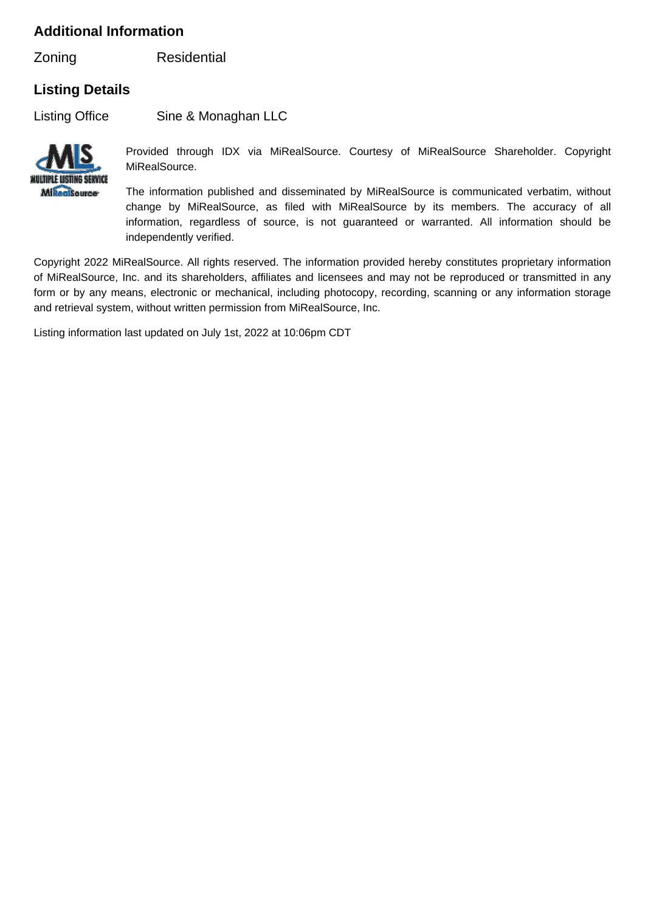## Additional Information

| | |
|---|---|
| Zoning | Residential |

## Listing Details

| | |
|---|---|
| Listing Office | Sine & Monaghan LLC |

Provided through IDX via MiRealSource. Courtesy of MiRealSource Shareholder. Copyright MiRealSource.

The information published and disseminated by MiRealSource is communicated verbatim, without change by MiRealSource, as filed with MiRealSource by its members. The accuracy of all information, regardless of source, is not guaranteed or warranted. All information should be independently verified.

Copyright 2022 MiRealSource. All rights reserved. The information provided hereby constitutes proprietary information of MiRealSource, Inc. and its shareholders, affiliates and licensees and may not be reproduced or transmitted in any form or by any means, electronic or mechanical, including photocopy, recording, scanning or any information storage and retrieval system, without written permission from MiRealSource, Inc.

Listing information last updated on July 1st, 2022 at 10:06pm CDT